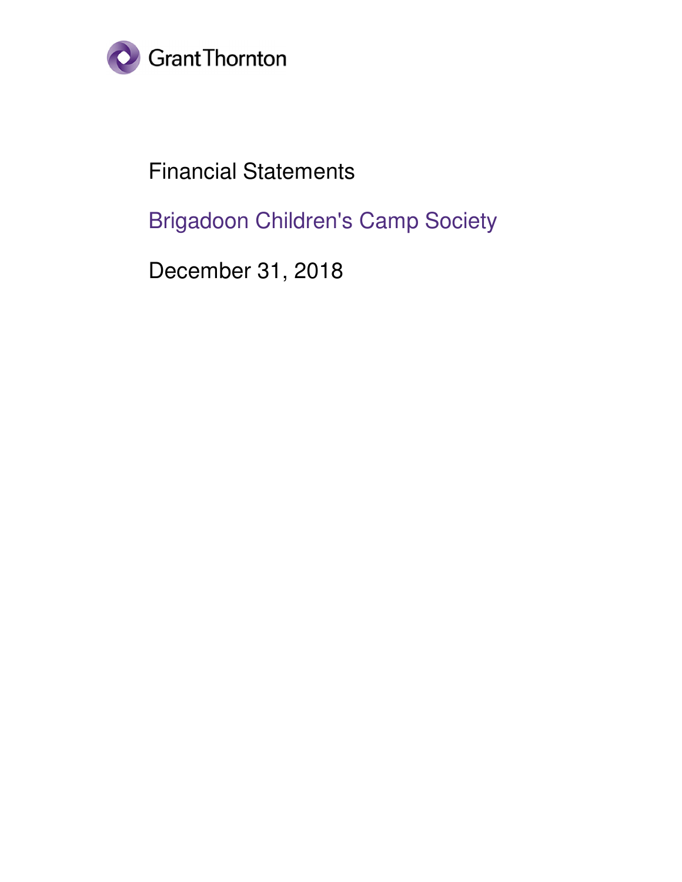Grant Thornton

# Financial Statements

## Brigadoon Children's Camp Society

December 31, 2018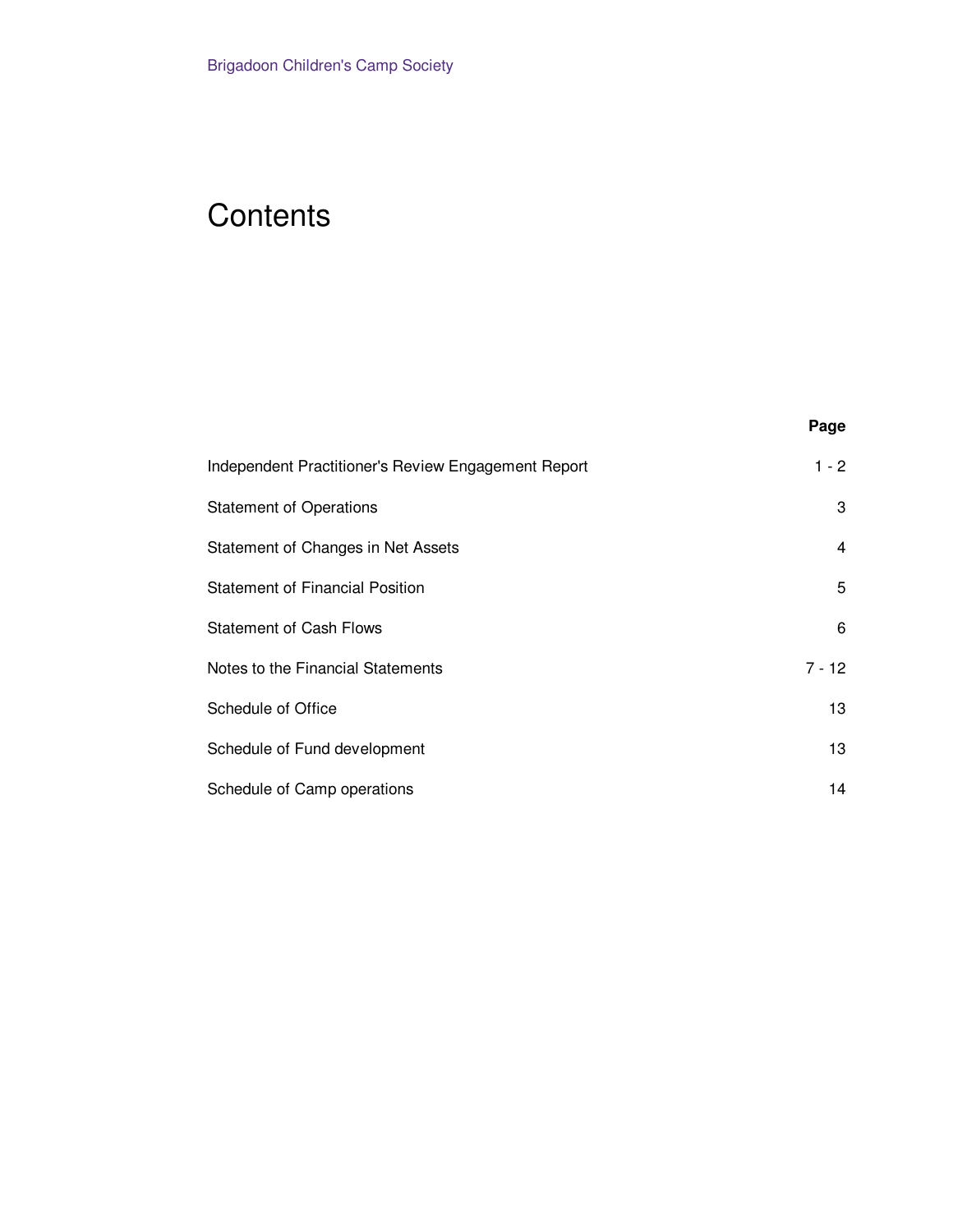# Contents

| | Page |
|---|---|
| Independent Practitioner's Review Engagement Report | 1 - 2 |
| Statement of Operations | 3 |
| Statement of Changes in Net Assets | 4 |
| Statement of Financial Position | 5 |
| Statement of Cash Flows | 6 |
| Notes to the Financial Statements | 7 - 12 |
| Schedule of Office | 13 |
| Schedule of Fund development | 13 |
| Schedule of Camp operations | 14 |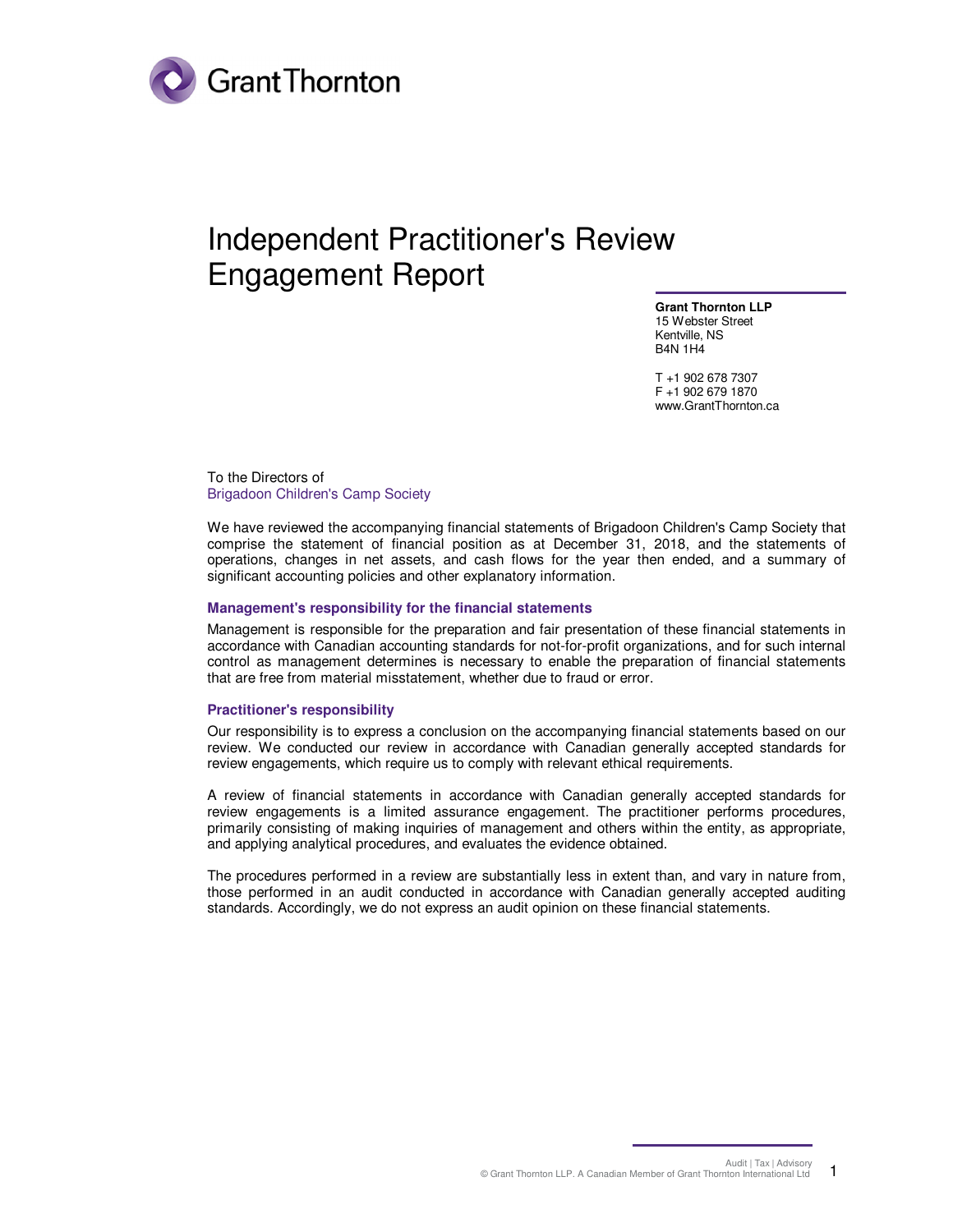# Independent Practitioner's Review Engagement Report

**Grant Thornton LLP**
15 Webster Street
Kentville, NS
B4N 1H4

T +1 902 678 7307
F +1 902 679 1870
www.GrantThornton.ca

To the Directors of
Brigadoon Children's Camp Society

We have reviewed the accompanying financial statements of Brigadoon Children's Camp Society that comprise the statement of financial position as at December 31, 2018, and the statements of operations, changes in net assets, and cash flows for the year then ended, and a summary of significant accounting policies and other explanatory information.

### Management's responsibility for the financial statements

Management is responsible for the preparation and fair presentation of these financial statements in accordance with Canadian accounting standards for not-for-profit organizations, and for such internal control as management determines is necessary to enable the preparation of financial statements that are free from material misstatement, whether due to fraud or error.

### Practitioner's responsibility

Our responsibility is to express a conclusion on the accompanying financial statements based on our review. We conducted our review in accordance with Canadian generally accepted standards for review engagements, which require us to comply with relevant ethical requirements.

A review of financial statements in accordance with Canadian generally accepted standards for review engagements is a limited assurance engagement. The practitioner performs procedures, primarily consisting of making inquiries of management and others within the entity, as appropriate, and applying analytical procedures, and evaluates the evidence obtained.

The procedures performed in a review are substantially less in extent than, and vary in nature from, those performed in an audit conducted in accordance with Canadian generally accepted auditing standards. Accordingly, we do not express an audit opinion on these financial statements.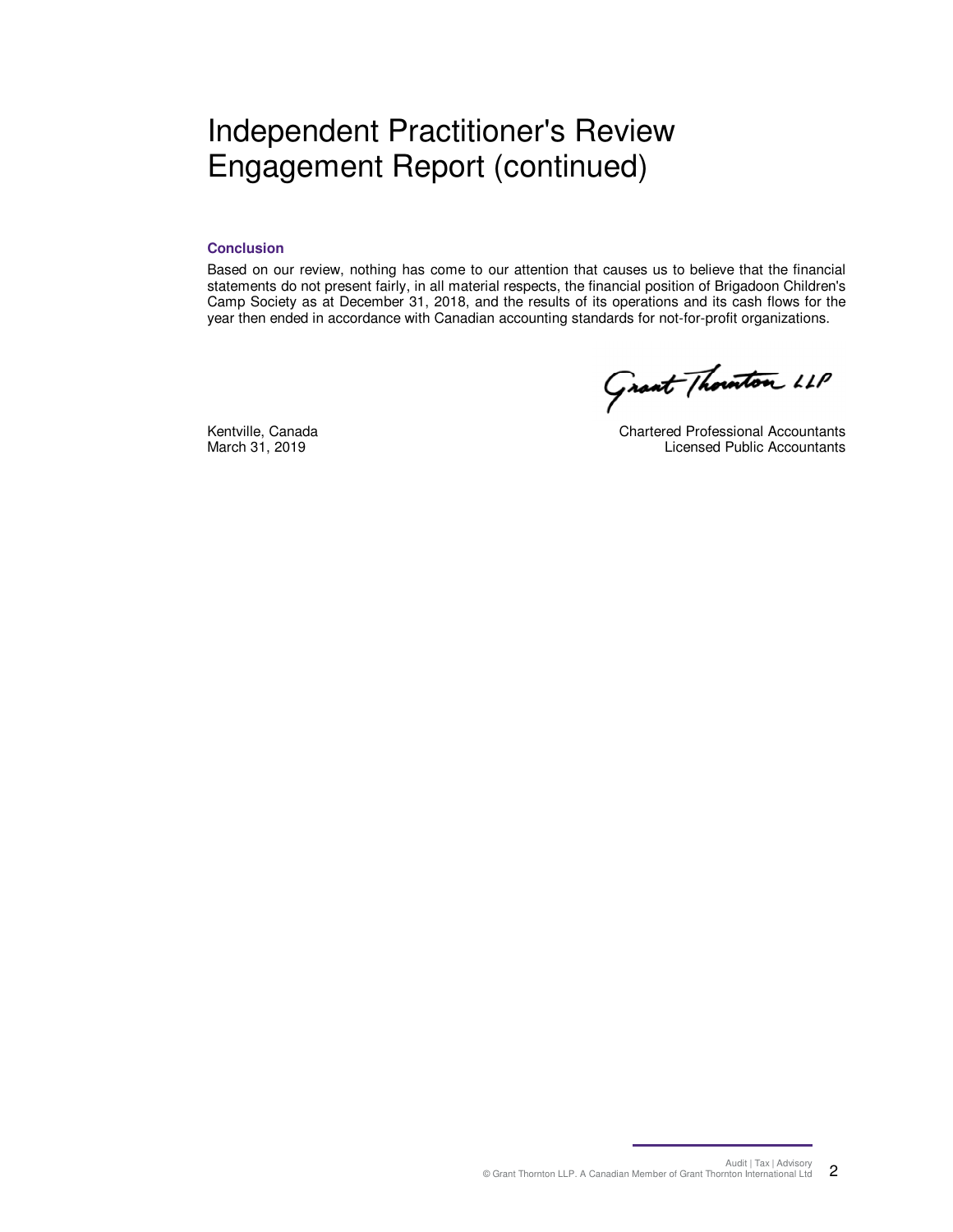# Independent Practitioner's Review Engagement Report (continued)

**Conclusion**

Based on our review, nothing has come to our attention that causes us to believe that the financial statements do not present fairly, in all material respects, the financial position of Brigadoon Children's Camp Society as at December 31, 2018, and the results of its operations and its cash flows for the year then ended in accordance with Canadian accounting standards for not-for-profit organizations.

Grant Thornton LLP

Kentville, Canada
March 31, 2019

Chartered Professional Accountants
Licensed Public Accountants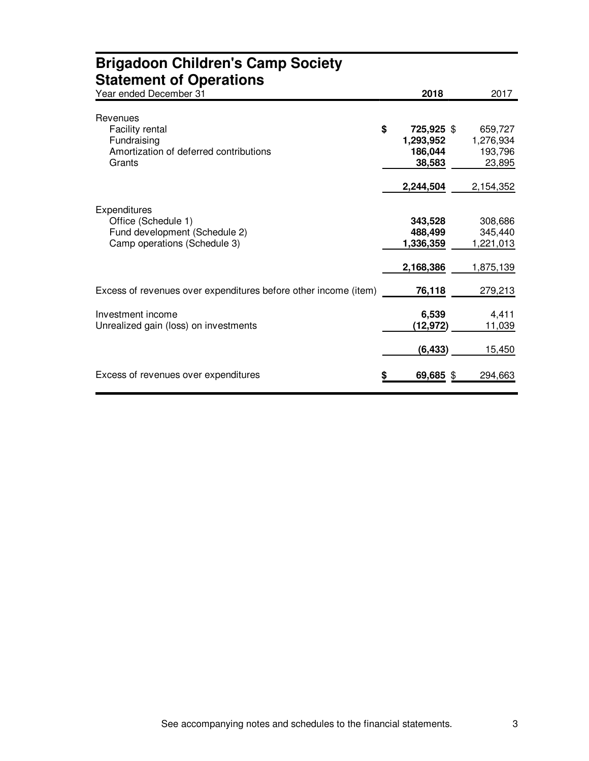# Brigadoon Children's Scamp Society

## Statement of Operations

| Year ended December 31 | 2018 | 2017 |
|---|---|---|
| **Revenues** | | |
| Facility rental | $ 725,925 | $ 659,727 |
| Fundraising | 1,293,952 | 1,276,934 |
| Amortization of deferred contributions | 186,044 | 193,796 |
| Grants | 38,583 | 23,895 |
| | 2,244,504 | 2,154,352 |
| **Expenditures** | | |
| Office (Schedule 1) | 343,528 | 308,686 |
| Fund development (Schedule 2) | 488,499 | 345,440 |
| Camp operations (Schedule 3) | 1,336,359 | 1,221,013 |
| | 2,168,386 | 1,875,139 |
| Excess of revenues over expenditures before other income (item) | 76,118 | 279,213 |
| Investment income | 6,539 | 4,411 |
| Unrealized gain (loss) on investments | (12,972) | 11,039 |
| | (6,433) | 15,450 |
| Excess of revenues over expenditures | $ 69,685 | $ 294,663 |

See accompanying notes and schedules to the financial statements.

# Brigadoon Children's Camp Society

## Statement of Operations

| Year ended December 31 | 2018 | 2017 |
|---|---|---|
| **Revenues** | | |
| Facility rental | $ 725,925 | $ 659,727 |
| Fundraising | 1,293,952 | 1,276,934 |
| Amortization of deferred contributions | 186,044 | 193,796 |
| Grants | 38,583 | 23,895 |
| | 2,244,504 | 2,154,352 |
| **Expenditures** | | |
| Office (Schedule 1) | 343,528 | 308,686 |
| Fund development (Schedule 2) | 488,499 | 345,440 |
| Camp operations (Schedule 3) | 1,336,359 | 1,221,013 |
| | 2,168,386 | 1,875,139 |
| Excess of revenues over expenditures before other income (item) | 76,118 | 279,213 |
| Investment income | 6,539 | 4,411 |
| Unrealized gain (loss) on investments | (12,972) | 11,039 |
| | (6,433) | 15,450 |
| Excess of revenues over expenditures | $ 69,685 | $ 294,663 |

See accompanying notes and schedules to the financial statements.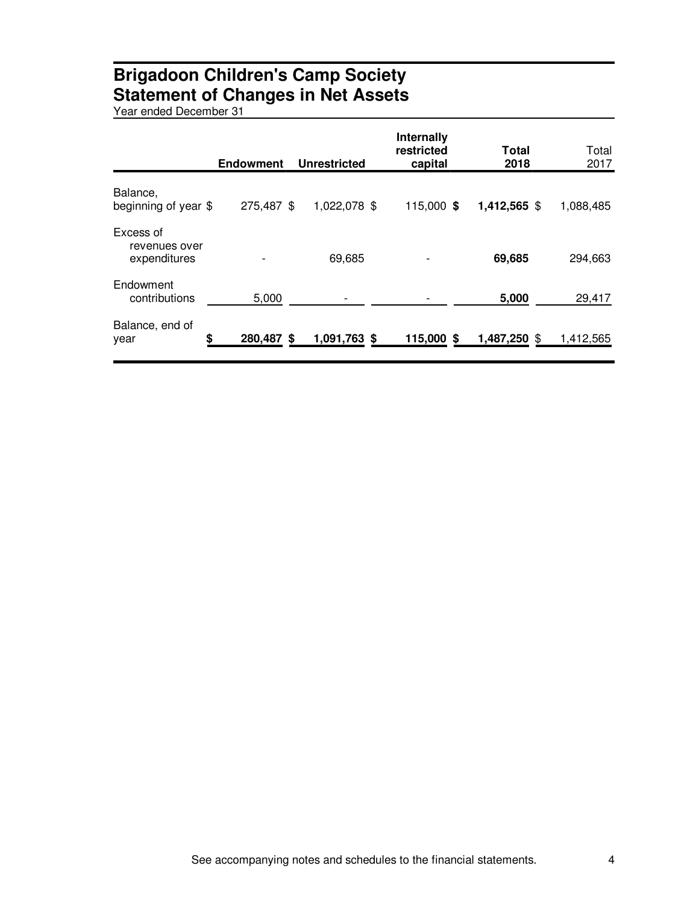# Brigadoon Children's School Society

## Statement of Changes in Net Assets

Year ended December 31

| | Endowment | Unrestricted | Internally restricted capital | Total 2018 | Total 2017 |
|---|---|---|---|---|---|
| Balance, beginning of year | $ 275,487 | $ 1,022,078 | $ 115,000 | **$ 1,412,565** | $ 1,088,485 |
| Excess of revenues over expenditures | - | 69,685 | - | **69,685** | 294,663 |
| Endowment contributions | 5,000 | - | - | **5,000** | 29,417 |
| Balance, end of year | **$ 280,487** | **$ 1,091,763** | **$ 115,000** | **$ 1,487,250** | $ 1,412,565 |

See accompanying notes and schedules to the financial statements.

# Brigadoon Children's Camp Society

## Statement of Changes in Net Assets

Year ended December 31

| | Endowment | Unrestricted | Internally restricted capital | Total 2018 | Total 2017 |
|---|---|---|---|---|---|
| Balance, beginning of year | $ 275,487 | $ 1,022,078 | $ 115,000 | **$ 1,412,565** | $ 1,088,485 |
| Excess of revenues over expenditures | - | 69,685 | - | **69,685** | 294,663 |
| Endowment contributions | 5,000 | - | - | **5,000** | 29,417 |
| Balance, end of year | **$ 280,487** | **$ 1,091,763** | **$ 115,000** | **$ 1,487,250** | $ 1,412,565 |

See accompanying notes and schedules to the financial statements.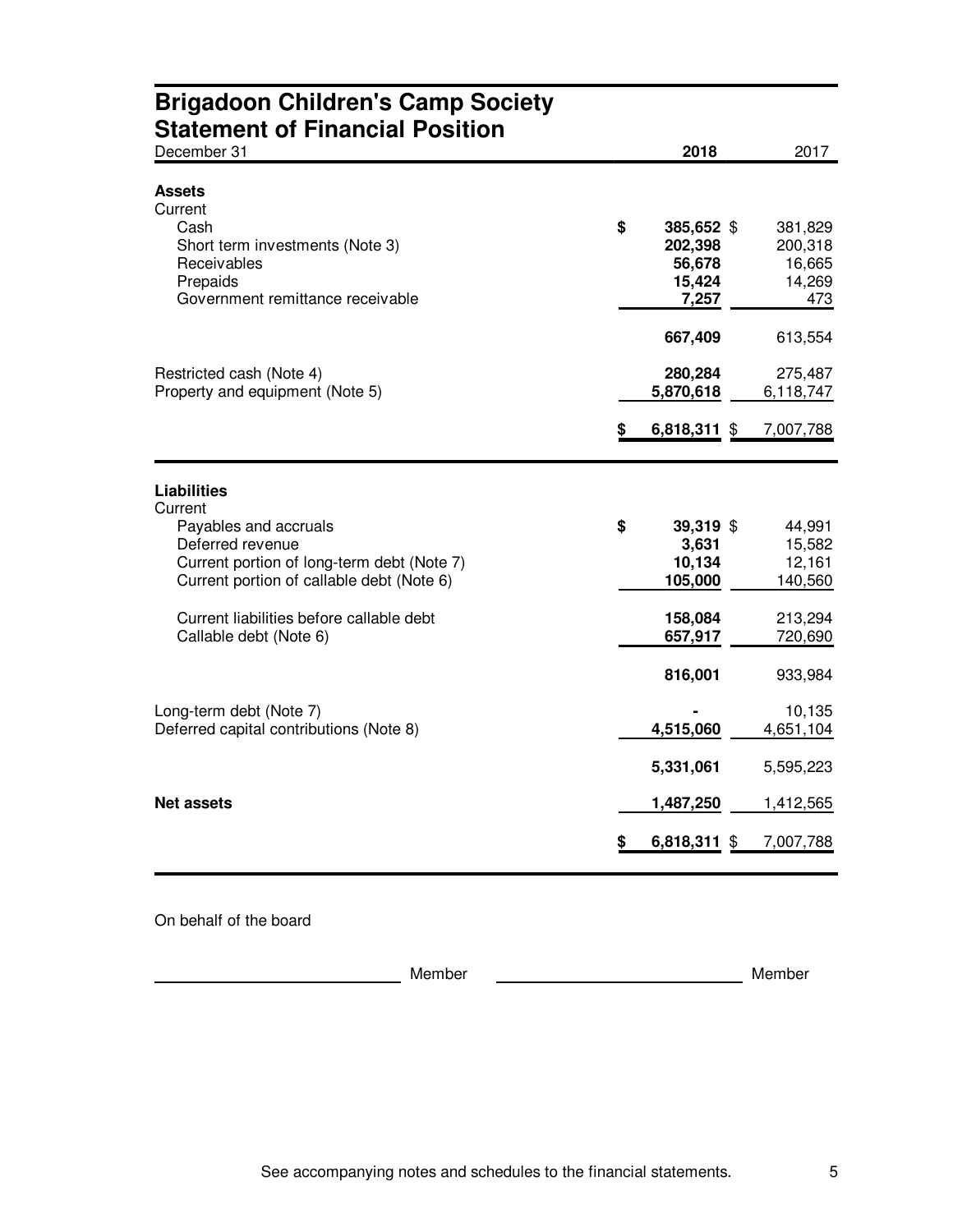# Brigadoon Children's Camp Society
## Statement of Financial Position

| December 31 | 2018 | 2017 |
|---|---|---|
| **Assets** | | |
| Current | | |
| Cash | **$ 385,652** | $ 381,829 |
| Short term investments (Note 3) | **202,398** | 200,318 |
| Receivables | **56,678** | 16,665 |
| Prepaids | **15,424** | 14,269 |
| Government remittance receivable | **7,257** | 473 |
| | **667,409** | 613,554 |
| Restricted cash (Note 4) | **280,284** | 275,487 |
| Property and equipment (Note 5) | **5,870,618** | 6,118,747 |
| | **$ 6,818,311** | $ 7,007,788 |
| **Liabilities** | | |
| Current | | |
| Payables and accruals | **$ 39,319** | $ 44,991 |
| Deferred revenue | **3,631** | 15,582 |
| Current portion of long-term debt (Note 7) | **10,134** | 12,161 |
| Current portion of callable debt (Note 6) | **105,000** | 140,560 |
| Current liabilities before callable debt | **158,084** | 213,294 |
| Callable debt (Note 6) | **657,917** | 720,690 |
| | **816,001** | 933,984 |
| Long-term debt (Note 7) | **-** | 10,135 |
| Deferred capital contributions (Note 8) | **4,515,060** | 4,651,104 |
| | **5,331,061** | 5,595,223 |
| **Net assets** | **1,487,250** | 1,412,565 |
| | **$ 6,818,311** | $ 7,007,788 |

On behalf of the board

\_\_\_\_\_\_\_\_\_\_\_\_\_\_\_\_\_\_\_\_\_\_\_\_\_\_ Member \_\_\_\_\_\_\_\_\_\_\_\_\_\_\_\_\_\_\_\_\_\_\_\_\_\_ Member

See accompanying notes and schedules to the financial statements.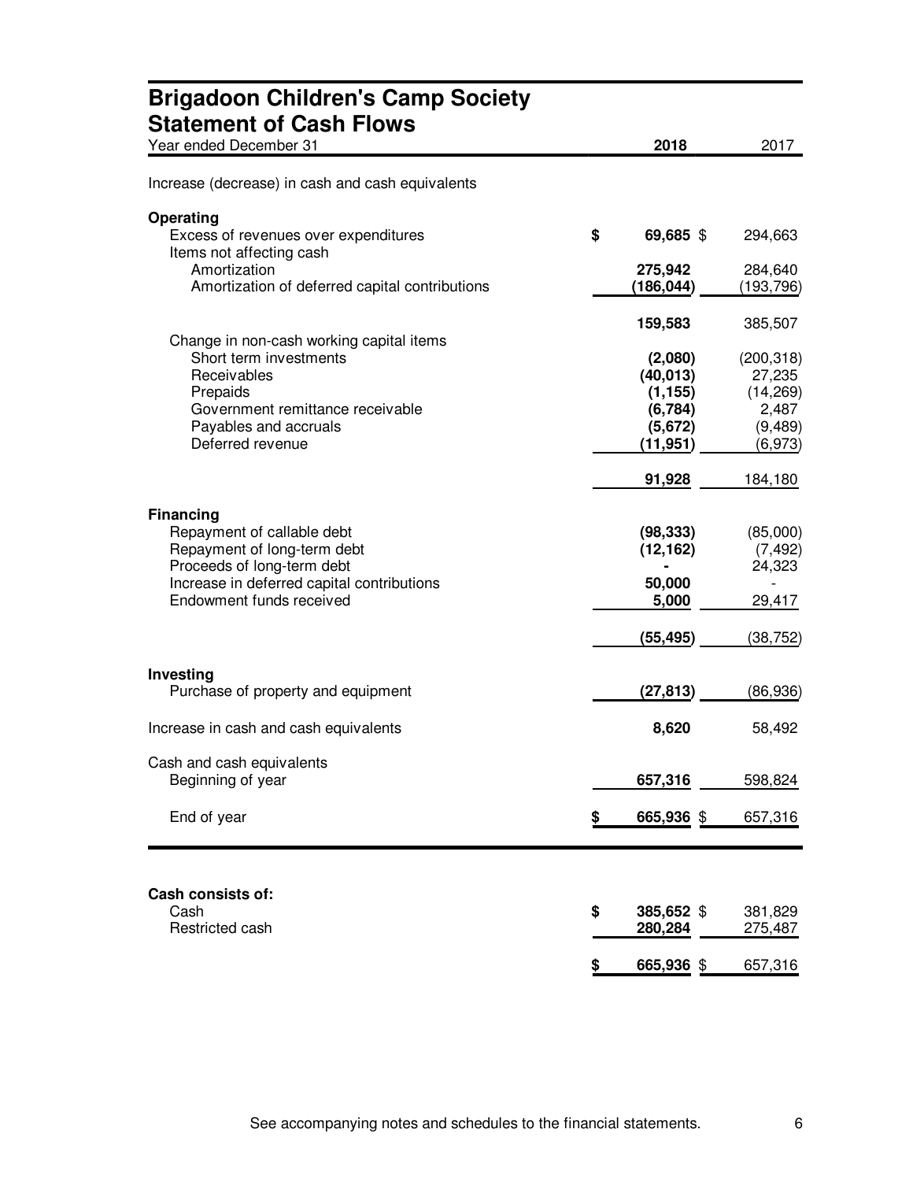# Brigadoon Children's Camp Society
## Statement of Cash Flows

| Year ended December 31 | 2018 | 2017 |
|---|---|---|
| Increase (decrease) in cash and cash equivalents | | |
| **Operating** | | |
| Excess of revenues over expenditures | $ 69,685 | $ 294,663 |
| Items not affecting cash | | |
| Amortization | 275,942 | 284,640 |
| Amortization of deferred capital contributions | (186,044) | (193,796) |
| | 159,583 | 385,507 |
| Change in non-cash working capital items | | |
| Short term investments | (2,080) | (200,318) |
| Receivables | (40,013) | 27,235 |
| Prepaids | (1,155) | (14,269) |
| Government remittance receivable | (6,784) | 2,487 |
| Payables and accruals | (5,672) | (9,489) |
| Deferred revenue | (11,951) | (6,973) |
| | 91,928 | 184,180 |
| **Financing** | | |
| Repayment of callable debt | (98,333) | (85,000) |
| Repayment of long-term debt | (12,162) | (7,492) |
| Proceeds of long-term debt | - | 24,323 |
| Increase in deferred capital contributions | 50,000 | - |
| Endowment funds received | 5,000 | 29,417 |
| | (55,495) | (38,752) |
| **Investing** | | |
| Purchase of property and equipment | (27,813) | (86,936) |
| Increase in cash and cash equivalents | 8,620 | 58,492 |
| Cash and cash equivalents | | |
| Beginning of year | 657,316 | 598,824 |
| End of year | $ 665,936 | $ 657,316 |

| **Cash consists of:** | | |
|---|---|---|
| Cash | $ 385,652 | $ 381,829 |
| Restricted cash | 280,284 | 275,487 |
| | $ 665,936 | $ 657,316 |

See accompanying notes and schedules to the financial statements.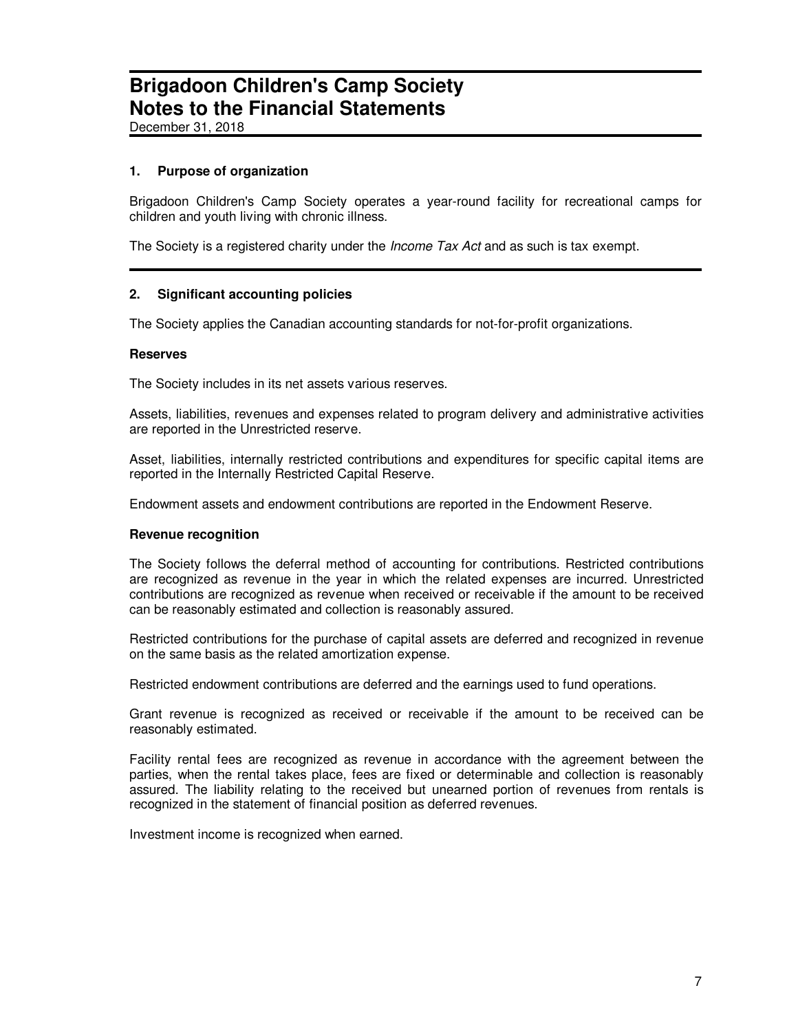# Brigadoon Children's Camp Society
# Notes to the Financial Statements

December 31, 2018

### 1. Purpose of organization

Brigadoon Children's Camp Society operates a year-round facility for recreational camps for children and youth living with chronic illness.

The Society is a registered charity under the *Income Tax Act* and as such is tax exempt.

### 2. Significant accounting policies

The Society applies the Canadian accounting standards for not-for-profit organizations.

**Reserves**

The Society includes in its net assets various reserves.

Assets, liabilities, revenues and expenses related to program delivery and administrative activities are reported in the Unrestricted reserve.

Asset, liabilities, internally restricted contributions and expenditures for specific capital items are reported in the Internally Restricted Capital Reserve.

Endowment assets and endowment contributions are reported in the Endowment Reserve.

**Revenue recognition**

The Society follows the deferral method of accounting for contributions. Restricted contributions are recognized as revenue in the year in which the related expenses are incurred. Unrestricted contributions are recognized as revenue when received or receivable if the amount to be received can be reasonably estimated and collection is reasonably assured.

Restricted contributions for the purchase of capital assets are deferred and recognized in revenue on the same basis as the related amortization expense.

Restricted endowment contributions are deferred and the earnings used to fund operations.

Grant revenue is recognized as received or receivable if the amount to be received can be reasonably estimated.

Facility rental fees are recognized as revenue in accordance with the agreement between the parties, when the rental takes place, fees are fixed or determinable and collection is reasonably assured. The liability relating to the received but unearned portion of revenues from rentals is recognized in the statement of financial position as deferred revenues.

Investment income is recognized when earned.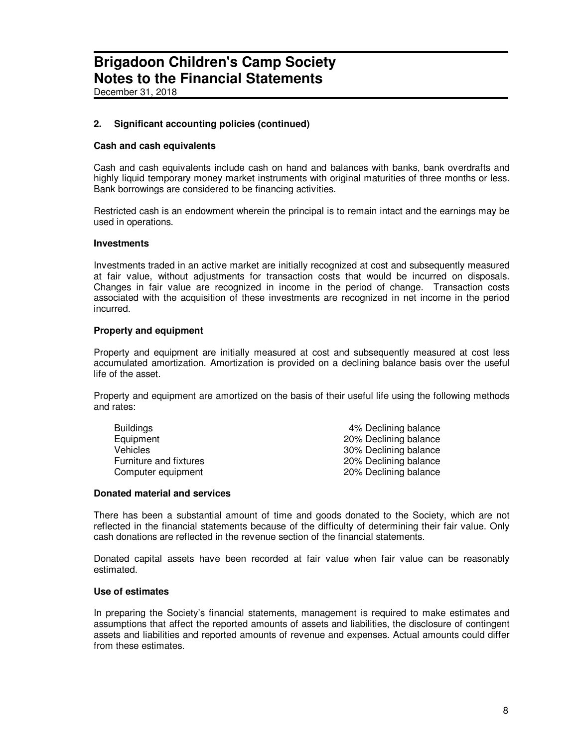# Brigadoon Children's Camp Society
# Notes to the Financial Statements

December 31, 2018

## 2. Significant accounting policies (continued)

### Cash and cash equivalents

Cash and cash equivalents include cash on hand and balances with banks, bank overdrafts and highly liquid temporary money market instruments with original maturities of three months or less. Bank borrowings are considered to be financing activities.

Restricted cash is an endowment wherein the principal is to remain intact and the earnings may be used in operations.

### Investments

Investments traded in an active market are initially recognized at cost and subsequently measured at fair value, without adjustments for transaction costs that would be incurred on disposals. Changes in fair value are recognized in income in the period of change. Transaction costs associated with the acquisition of these investments are recognized in net income in the period incurred.

### Property and equipment

Property and equipment are initially measured at cost and subsequently measured at cost less accumulated amortization. Amortization is provided on a declining balance basis over the useful life of the asset.

Property and equipment are amortized on the basis of their useful life using the following methods and rates:

| | |
|---|---|
| Buildings | 4% Declining balance |
| Equipment | 20% Declining balance |
| Vehicles | 30% Declining balance |
| Furniture and fixtures | 20% Declining balance |
| Computer equipment | 20% Declining balance |

### Donated material and services

There has been a substantial amount of time and goods donated to the Society, which are not reflected in the financial statements because of the difficulty of determining their fair value. Only cash donations are reflected in the revenue section of the financial statements.

Donated capital assets have been recorded at fair value when fair value can be reasonably estimated.

### Use of estimates

In preparing the Society's financial statements, management is required to make estimates and assumptions that affect the reported amounts of assets and liabilities, the disclosure of contingent assets and liabilities and reported amounts of revenue and expenses. Actual amounts could differ from these estimates.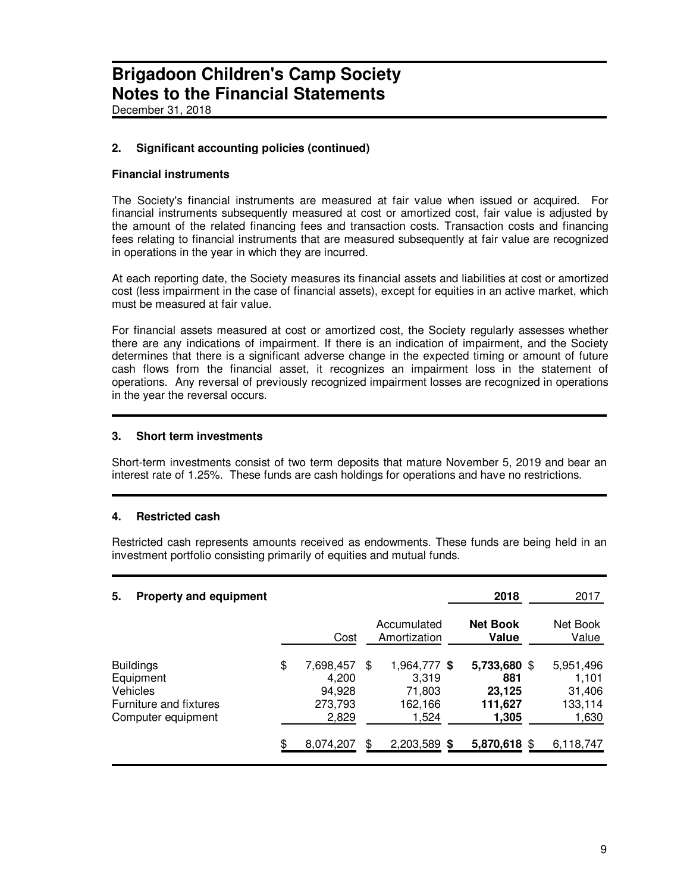# Brigadoon Children's Camp Society
# Notes to the Financial Statements

December 31, 2018

### 2. Significant accounting policies (continued)

#### Financial instruments

The Society's financial instruments are measured at fair value when issued or acquired. For financial instruments subsequently measured at cost or amortized cost, fair value is adjusted by the amount of the related financing fees and transaction costs. Transaction costs and financing fees relating to financial instruments that are measured subsequently at fair value are recognized in operations in the year in which they are incurred.

At each reporting date, the Society measures its financial assets and liabilities at cost or amortized cost (less impairment in the case of financial assets), except for equities in an active market, which must be measured at fair value.

For financial assets measured at cost or amortized cost, the Society regularly assesses whether there are any indications of impairment. If there is an indication of impairment, and the Society determines that there is a significant adverse change in the expected timing or amount of future cash flows from the financial asset, it recognizes an impairment loss in the statement of operations. Any reversal of previously recognized impairment losses are recognized in operations in the year the reversal occurs.

### 3. Short term investments

Short-term investments consist of two term deposits that mature November 5, 2019 and bear an interest rate of 1.25%. These funds are cash holdings for operations and have no restrictions.

### 4. Restricted cash

Restricted cash represents amounts received as endowments. These funds are being held in an investment portfolio consisting primarily of equities and mutual funds.

### 5. Property and equipment

| | | | **2018** | 2017 |
|---|---|---|---|---|
| | Cost | Accumulated Amortization | **Net Book Value** | Net Book Value |
| Buildings | $ 7,698,457 | $ 1,964,777 | **$ 5,733,680** | $ 5,951,496 |
| Equipment | 4,200 | 3,319 | **881** | 1,101 |
| Vehicles | 94,928 | 71,803 | **23,125** | 31,406 |
| Furniture and fixtures | 273,793 | 162,166 | **111,627** | 133,114 |
| Computer equipment | 2,829 | 1,524 | **1,305** | 1,630 |
| | $ 8,074,207 | $ 2,203,589 | **$ 5,870,618** | $ 6,118,747 |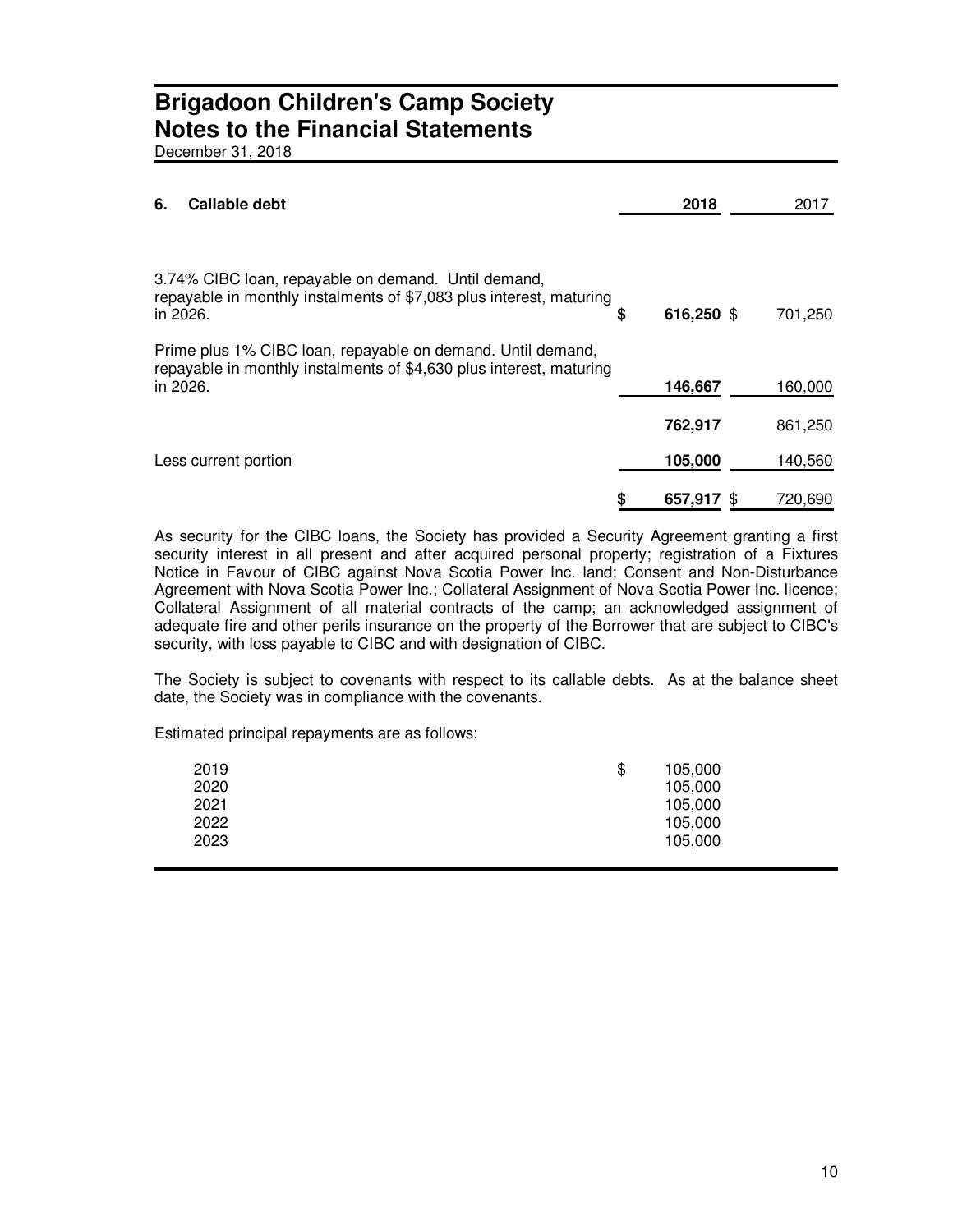# Brigadoon Children's Camp Society
# Notes to the Financial Statements

December 31, 2018

## 6. Callable debt

| | 2018 | 2017 |
|---|---|---|
| 3.74% CIBC loan, repayable on demand. Until demand, repayable in monthly instalments of $7,083 plus interest, maturing in 2026. | **$ 616,250** | $ 701,250 |
| Prime plus 1% CIBC loan, repayable on demand. Until demand, repayable in monthly instalments of $4,630 plus interest, maturing in 2026. | **146,667** | 160,000 |
| | **762,917** | 861,250 |
| Less current portion | **105,000** | 140,560 |
| | **$ 657,917** | $ 720,690 |

As security for the CIBC loans, the Society has provided a Security Agreement granting a first security interest in all present and after acquired personal property; registration of a Fixtures Notice in Favour of CIBC against Nova Scotia Power Inc. land; Consent and Non-Disturbance Agreement with Nova Scotia Power Inc.; Collateral Assignment of Nova Scotia Power Inc. licence; Collateral Assignment of all material contracts of the camp; an acknowledged assignment of adequate fire and other perils insurance on the property of the Borrower that are subject to CIBC's security, with loss payable to CIBC and with designation of CIBC.

The Society is subject to covenants with respect to its callable debts. As at the balance sheet date, the Society was in compliance with the covenants.

Estimated principal repayments are as follows:

| | |
|---|---|
| 2019 | $ 105,000 |
| 2020 | 105,000 |
| 2021 | 105,000 |
| 2022 | 105,000 |
| 2023 | 105,000 |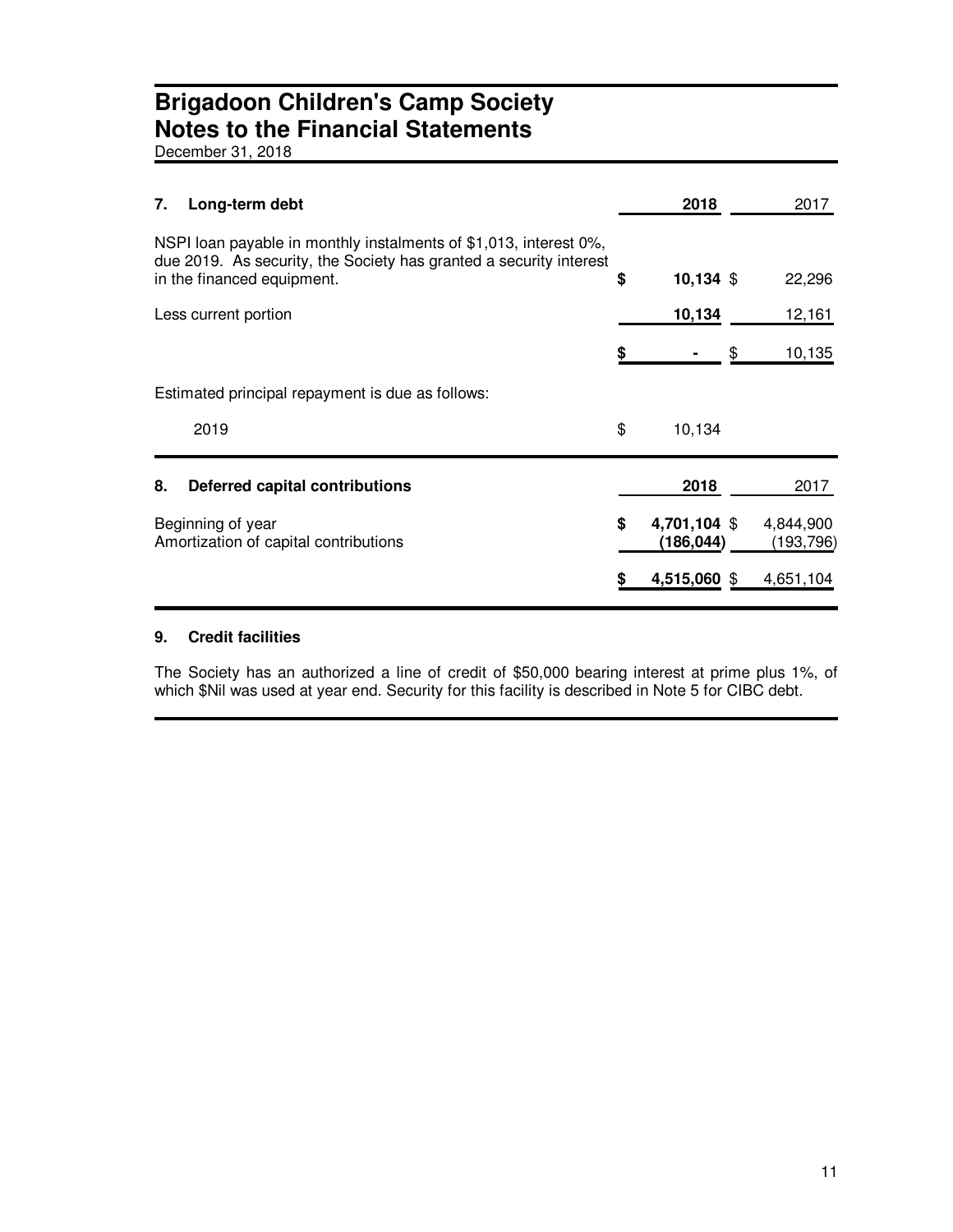# Brigadoon Children's Camp Society
# Notes to the Financial Statements

December 31, 2018

| 7. Long-term debt | 2018 | 2017 |
|---|---|---|
| NSPI loan payable in monthly instalments of $1,013, interest 0%, due 2019. As security, the Society has granted a security interest in the financed equipment. | $ 10,134 | $ 22,296 |
| Less current portion | 10,134 | 12,161 |
| | $ - | $ 10,135 |

Estimated principal repayment is due as follows:

| | |
|---|---|
| 2019 | $ 10,134 |

| 8. Deferred capital contributions | 2018 | 2017 |
|---|---|---|
| Beginning of year | $ 4,701,104 | $ 4,844,900 |
| Amortization of capital contributions | (186,044) | (193,796) |
| | $ 4,515,060 | $ 4,651,104 |

**9. Credit facilities**

The Society has an authorized a line of credit of $50,000 bearing interest at prime plus 1%, of which $Nil was used at year end. Security for this facility is described in Note 5 for CIBC debt.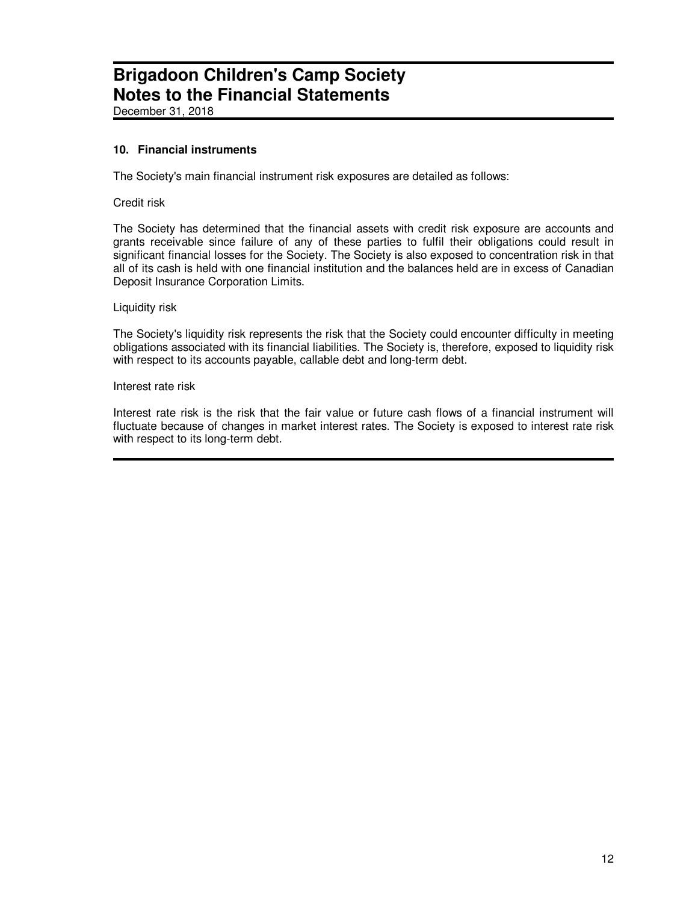# Brigadoon Children's Camp Society
# Notes to the Financial Statements

December 31, 2018

### 10. Financial instruments

The Society's main financial instrument risk exposures are detailed as follows:

Credit risk

The Society has determined that the financial assets with credit risk exposure are accounts and grants receivable since failure of any of these parties to fulfil their obligations could result in significant financial losses for the Society. The Society is also exposed to concentration risk in that all of its cash is held with one financial institution and the balances held are in excess of Canadian Deposit Insurance Corporation Limits.

Liquidity risk

The Society's liquidity risk represents the risk that the Society could encounter difficulty in meeting obligations associated with its financial liabilities. The Society is, therefore, exposed to liquidity risk with respect to its accounts payable, callable debt and long-term debt.

Interest rate risk

Interest rate risk is the risk that the fair value or future cash flows of a financial instrument will fluctuate because of changes in market interest rates. The Society is exposed to interest rate risk with respect to its long-term debt.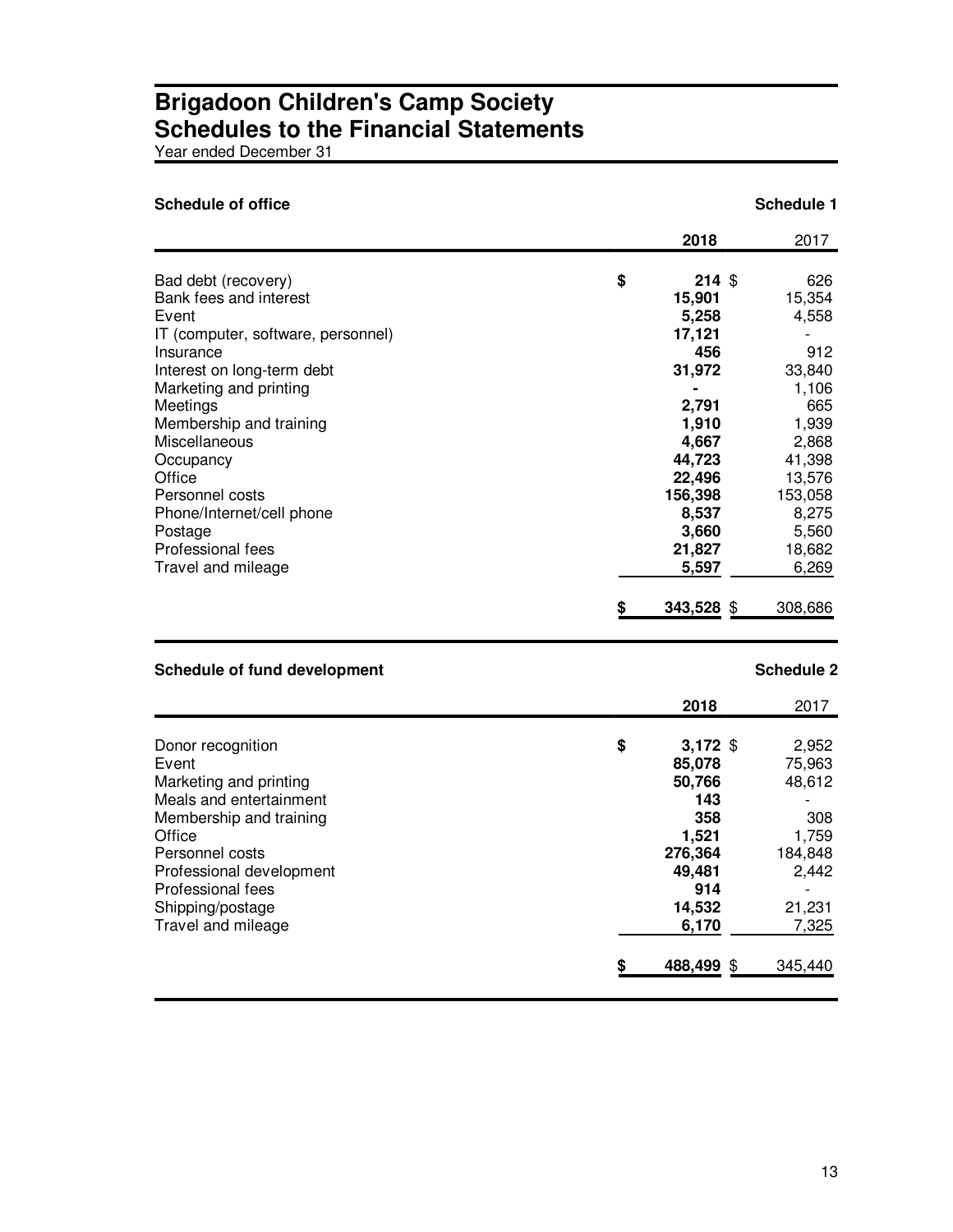# Brigadoon Children's Camp Society
# Schedules to the Financial Statements

Year ended December 31

### Schedule of office — Schedule 1

| | 2018 | 2017 |
|---|---|---|
| Bad debt (recovery) | $ 214 | $ 626 |
| Bank fees and interest | 15,901 | 15,354 |
| Event | 5,258 | 4,558 |
| IT (computer, software, personnel) | 17,121 | - |
| Insurance | 456 | 912 |
| Interest on long-term debt | 31,972 | 33,840 |
| Marketing and printing | - | 1,106 |
| Meetings | 2,791 | 665 |
| Membership and training | 1,910 | 1,939 |
| Miscellaneous | 4,667 | 2,868 |
| Occupancy | 44,723 | 41,398 |
| Office | 22,496 | 13,576 |
| Personnel costs | 156,398 | 153,058 |
| Phone/Internet/cell phone | 8,537 | 8,275 |
| Postage | 3,660 | 5,560 |
| Professional fees | 21,827 | 18,682 |
| Travel and mileage | 5,597 | 6,269 |
| | **$ 343,528** | $ 308,686 |

### Schedule of fund development — Schedule 2

| | 2018 | 2017 |
|---|---|---|
| Donor recognition | $ 3,172 | $ 2,952 |
| Event | 85,078 | 75,963 |
| Marketing and printing | 50,766 | 48,612 |
| Meals and entertainment | 143 | - |
| Membership and training | 358 | 308 |
| Office | 1,521 | 1,759 |
| Personnel costs | 276,364 | 184,848 |
| Professional development | 49,481 | 2,442 |
| Professional fees | 914 | - |
| Shipping/postage | 14,532 | 21,231 |
| Travel and mileage | 6,170 | 7,325 |
| | **$ 488,499** | $ 345,440 |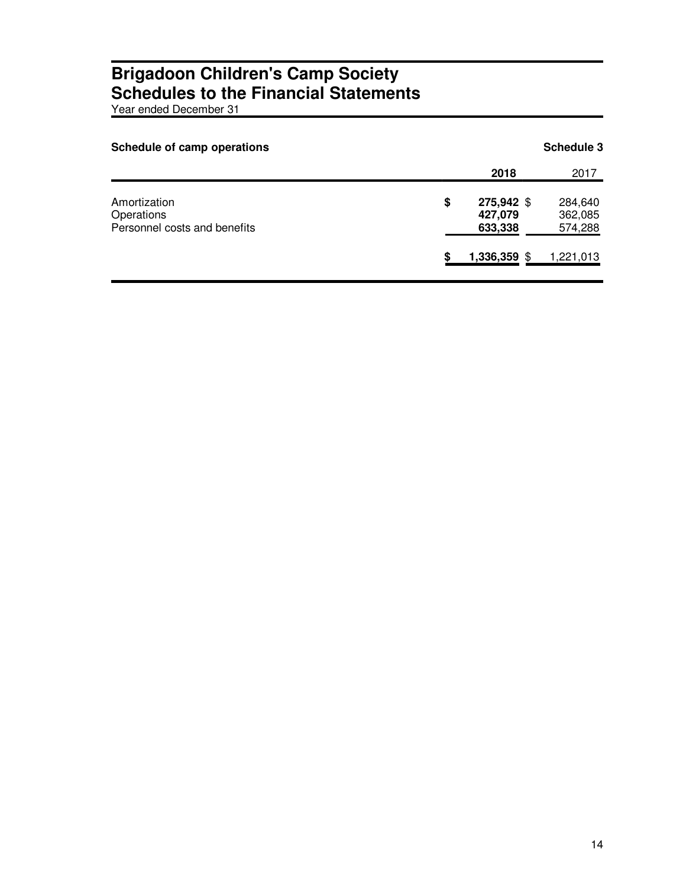# Brigadoon Children's Camp Society
# Schedules to the Financial Statements
Year ended December 31

**Schedule of camp operations** **Schedule 3**

| | 2018 | 2017 |
|---|---|---|
| Amortization | $ **275,942** | $ 284,640 |
| Operations | **427,079** | 362,085 |
| Personnel costs and benefits | **633,338** | 574,288 |
| | $ **1,336,359** | $ 1,221,013 |